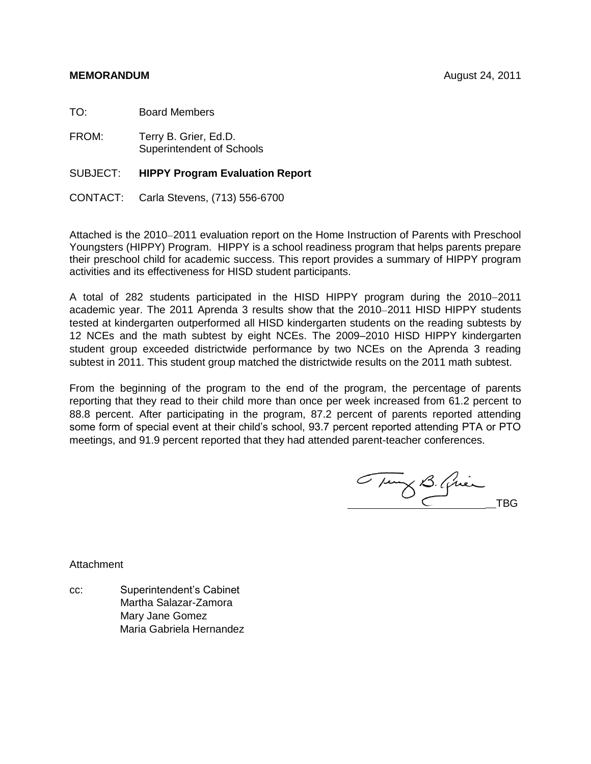**MEMORANDUM** August 24, 2011

TO: Board Members

FROM: Terry B. Grier, Ed.D.
Superintendent of Schools

SUBJECT: **HIPPY Program Evaluation Report**

CONTACT: Carla Stevens, (713) 556-6700

Attached is the 2010–2011 evaluation report on the Home Instruction of Parents with Preschool Youngsters (HIPPY) Program. HIPPY is a school readiness program that helps parents prepare their preschool child for academic success. This report provides a summary of HIPPY program activities and its effectiveness for HISD student participants.

A total of 282 students participated in the HISD HIPPY program during the 2010–2011 academic year. The 2011 Aprenda 3 results show that the 2010–2011 HISD HIPPY students tested at kindergarten outperformed all HISD kindergarten students on the reading subtests by 12 NCEs and the math subtest by eight NCEs. The 2009–2010 HISD HIPPY kindergarten student group exceeded districtwide performance by two NCEs on the Aprenda 3 reading subtest in 2011. This student group matched the districtwide results on the 2011 math subtest.

From the beginning of the program to the end of the program, the percentage of parents reporting that they read to their child more than once per week increased from 61.2 percent to 88.8 percent. After participating in the program, 87.2 percent of parents reported attending some form of special event at their child's school, 93.7 percent reported attending PTA or PTO meetings, and 91.9 percent reported that they had attended parent-teacher conferences.

TBG

Attachment

cc: Superintendent's Cabinet
Martha Salazar-Zamora
Mary Jane Gomez
Maria Gabriela Hernandez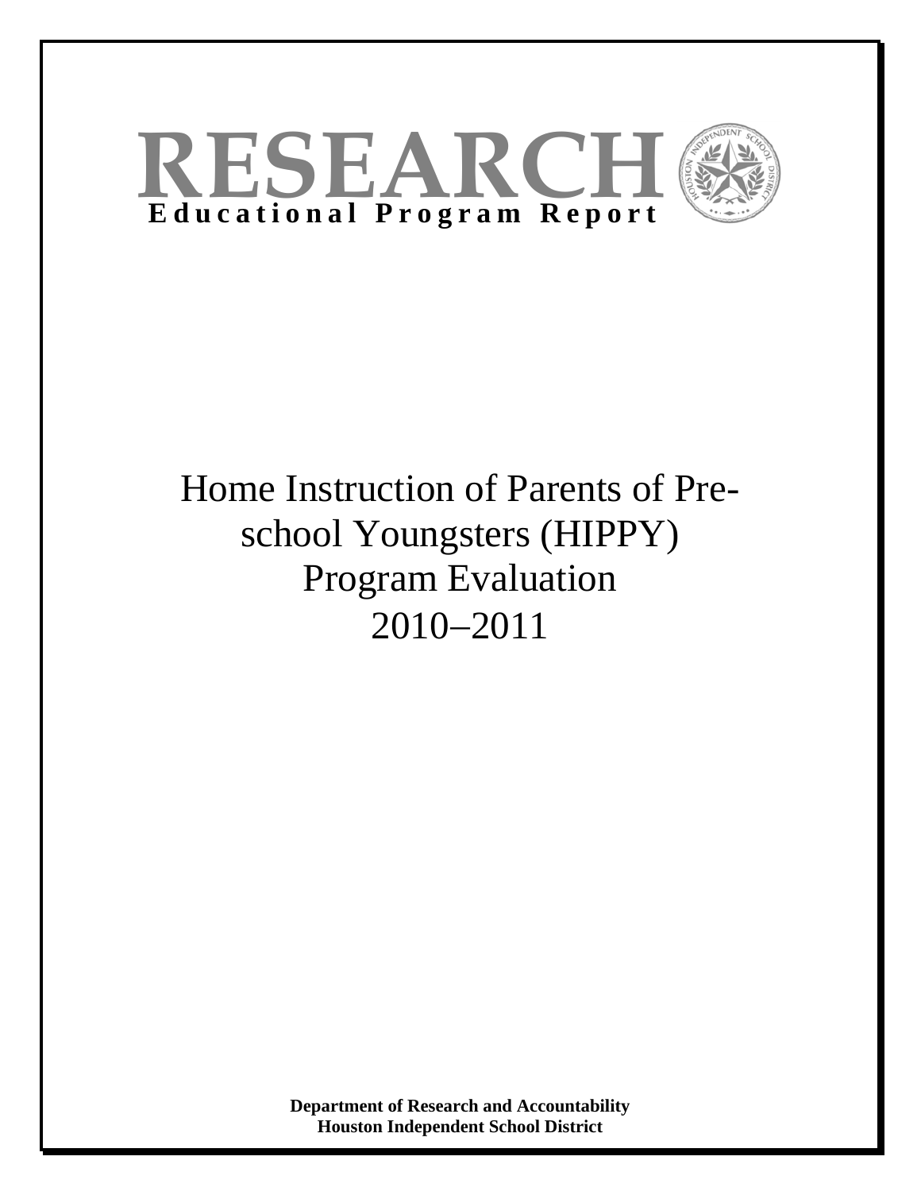# RESEARCH

**Educational Program Report**

# Home Instruction of Parents of Pre-school Youngsters (HIPPY) Program Evaluation 2010–2011

**Department of Research and Accountability**
**Houston Independent School District**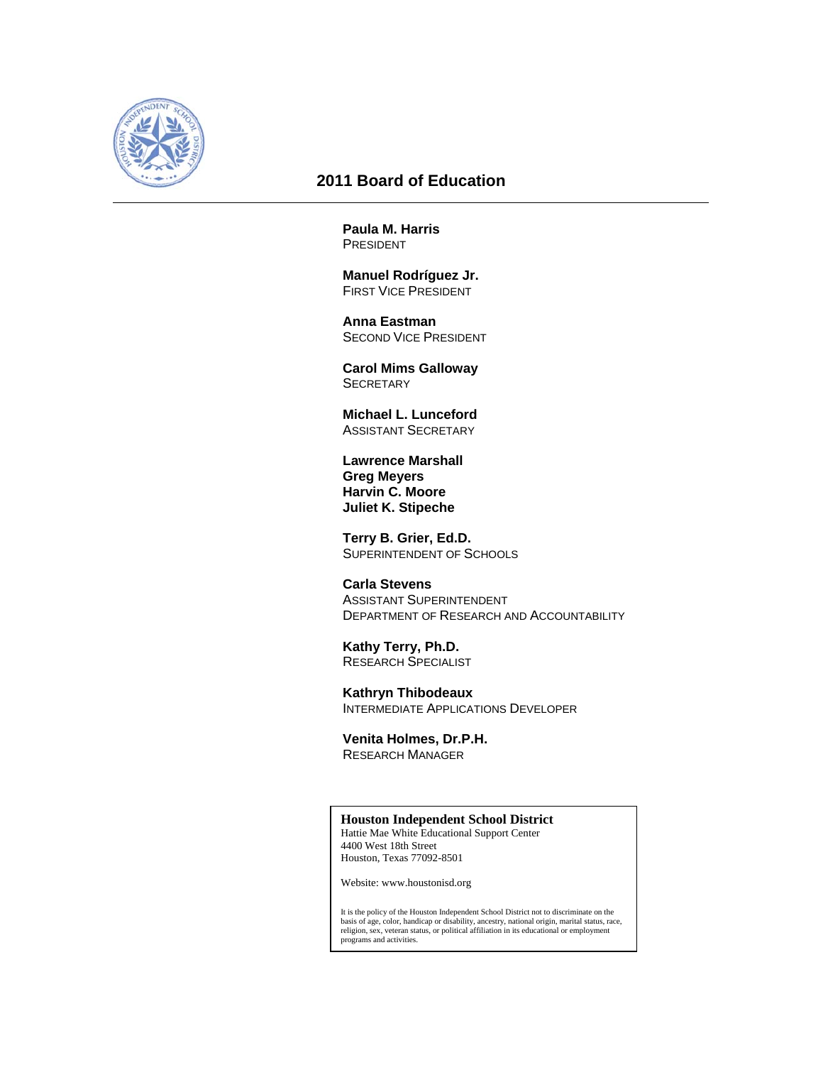# 2011 Board of Education

---

**Paula M. Harris**
PRESIDENT

**Manuel Rodríguez Jr.**
FIRST VICE PRESIDENT

**Anna Eastman**
SECOND VICE PRESIDENT

**Carol Mims Galloway**
SECRETARY

**Michael L. Lunceford**
ASSISTANT SECRETARY

**Lawrence Marshall**
**Greg Meyers**
**Harvin C. Moore**
**Juliet K. Stipeche**

**Terry B. Grier, Ed.D.**
SUPERINTENDENT OF SCHOOLS

**Carla Stevens**
ASSISTANT SUPERINTENDENT
DEPARTMENT OF RESEARCH AND ACCOUNTABILITY

**Kathy Terry, Ph.D.**
RESEARCH SPECIALIST

**Kathryn Thibodeaux**
INTERMEDIATE APPLICATIONS DEVELOPER

**Venita Holmes, Dr.P.H.**
RESEARCH MANAGER

**Houston Independent School District**
Hattie Mae White Educational Support Center
4400 West 18th Street
Houston, Texas 77092-8501

Website: www.houstonisd.org

It is the policy of the Houston Independent School District not to discriminate on the basis of age, color, handicap or disability, ancestry, national origin, marital status, race, religion, sex, veteran status, or political affiliation in its educational or employment programs and activities.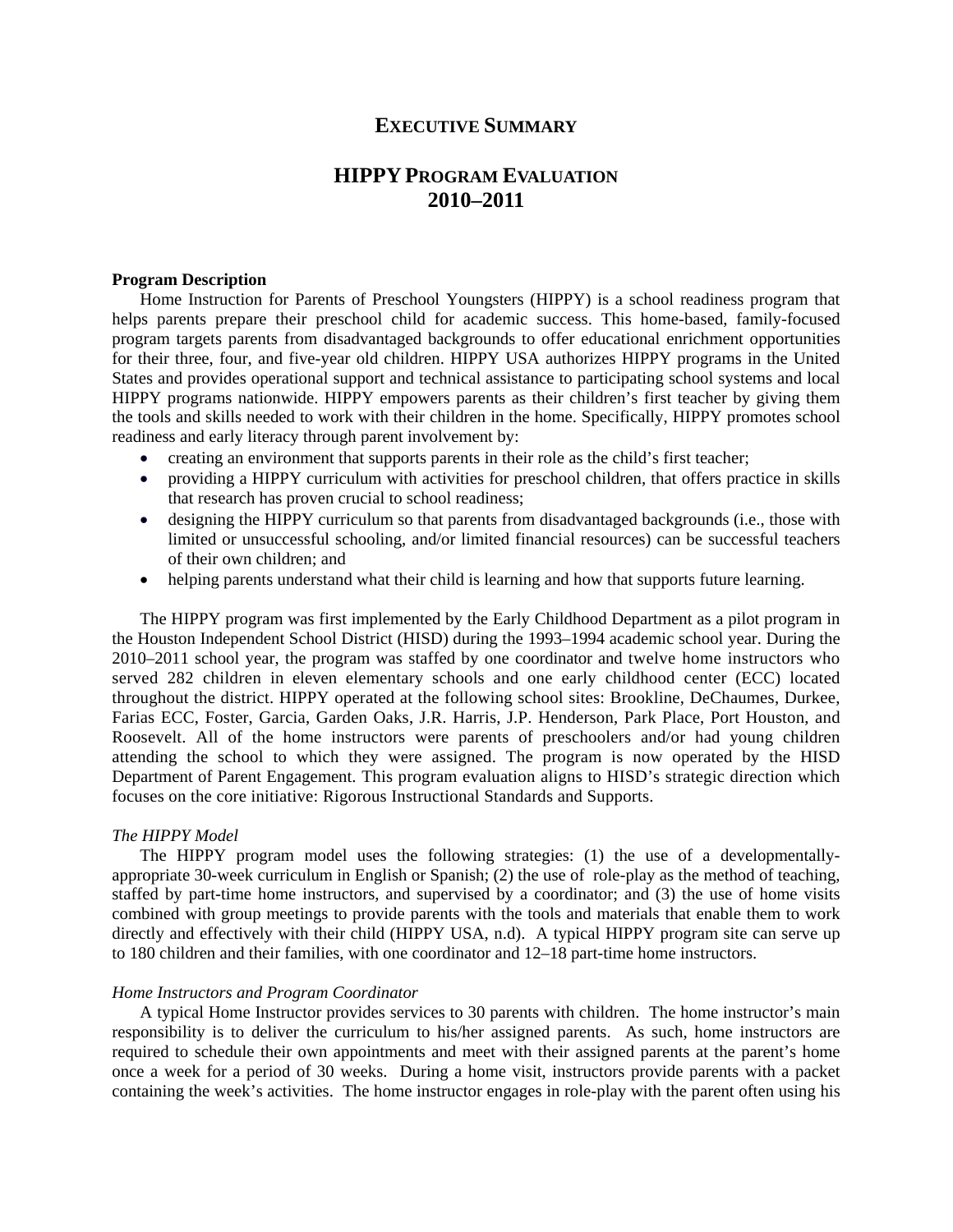# EXECUTIVE SUMMARY

## HIPPY PROGRAM EVALUATION 2010–2011

**Program Description**

Home Instruction for Parents of Preschool Youngsters (HIPPY) is a school readiness program that helps parents prepare their preschool child for academic success. This home-based, family-focused program targets parents from disadvantaged backgrounds to offer educational enrichment opportunities for their three, four, and five-year old children. HIPPY USA authorizes HIPPY programs in the United States and provides operational support and technical assistance to participating school systems and local HIPPY programs nationwide. HIPPY empowers parents as their children's first teacher by giving them the tools and skills needed to work with their children in the home. Specifically, HIPPY promotes school readiness and early literacy through parent involvement by:

- creating an environment that supports parents in their role as the child's first teacher;
- providing a HIPPY curriculum with activities for preschool children, that offers practice in skills that research has proven crucial to school readiness;
- designing the HIPPY curriculum so that parents from disadvantaged backgrounds (i.e., those with limited or unsuccessful schooling, and/or limited financial resources) can be successful teachers of their own children; and
- helping parents understand what their child is learning and how that supports future learning.

The HIPPY program was first implemented by the Early Childhood Department as a pilot program in the Houston Independent School District (HISD) during the 1993–1994 academic school year. During the 2010–2011 school year, the program was staffed by one coordinator and twelve home instructors who served 282 children in eleven elementary schools and one early childhood center (ECC) located throughout the district. HIPPY operated at the following school sites: Brookline, DeChaumes, Durkee, Farias ECC, Foster, Garcia, Garden Oaks, J.R. Harris, J.P. Henderson, Park Place, Port Houston, and Roosevelt. All of the home instructors were parents of preschoolers and/or had young children attending the school to which they were assigned. The program is now operated by the HISD Department of Parent Engagement. This program evaluation aligns to HISD's strategic direction which focuses on the core initiative: Rigorous Instructional Standards and Supports.

*The HIPPY Model*

The HIPPY program model uses the following strategies: (1) the use of a developmentally-appropriate 30-week curriculum in English or Spanish; (2) the use of role-play as the method of teaching, staffed by part-time home instructors, and supervised by a coordinator; and (3) the use of home visits combined with group meetings to provide parents with the tools and materials that enable them to work directly and effectively with their child (HIPPY USA, n.d). A typical HIPPY program site can serve up to 180 children and their families, with one coordinator and 12–18 part-time home instructors.

*Home Instructors and Program Coordinator*

A typical Home Instructor provides services to 30 parents with children. The home instructor's main responsibility is to deliver the curriculum to his/her assigned parents. As such, home instructors are required to schedule their own appointments and meet with their assigned parents at the parent's home once a week for a period of 30 weeks. During a home visit, instructors provide parents with a packet containing the week's activities. The home instructor engages in role-play with the parent often using his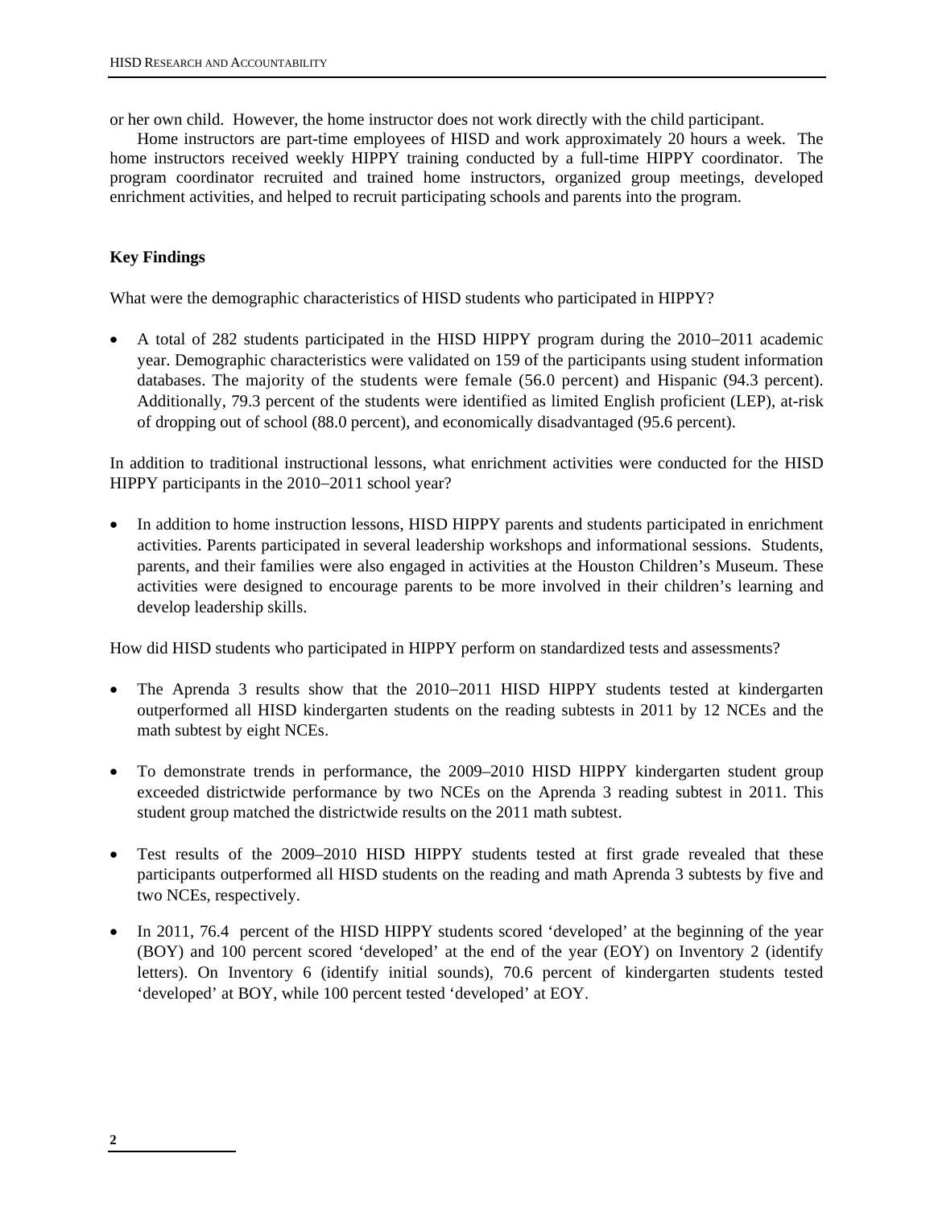or her own child. However, the home instructor does not work directly with the child participant.

Home instructors are part-time employees of HISD and work approximately 20 hours a week. The home instructors received weekly HIPPY training conducted by a full-time HIPPY coordinator. The program coordinator recruited and trained home instructors, organized group meetings, developed enrichment activities, and helped to recruit participating schools and parents into the program.

**Key Findings**

What were the demographic characteristics of HISD students who participated in HIPPY?

- A total of 282 students participated in the HISD HIPPY program during the 2010–2011 academic year. Demographic characteristics were validated on 159 of the participants using student information databases. The majority of the students were female (56.0 percent) and Hispanic (94.3 percent). Additionally, 79.3 percent of the students were identified as limited English proficient (LEP), at-risk of dropping out of school (88.0 percent), and economically disadvantaged (95.6 percent).

In addition to traditional instructional lessons, what enrichment activities were conducted for the HISD HIPPY participants in the 2010–2011 school year?

- In addition to home instruction lessons, HISD HIPPY parents and students participated in enrichment activities. Parents participated in several leadership workshops and informational sessions. Students, parents, and their families were also engaged in activities at the Houston Children's Museum. These activities were designed to encourage parents to be more involved in their children's learning and develop leadership skills.

How did HISD students who participated in HIPPY perform on standardized tests and assessments?

- The Aprenda 3 results show that the 2010–2011 HISD HIPPY students tested at kindergarten outperformed all HISD kindergarten students on the reading subtests in 2011 by 12 NCEs and the math subtest by eight NCEs.

- To demonstrate trends in performance, the 2009–2010 HISD HIPPY kindergarten student group exceeded districtwide performance by two NCEs on the Aprenda 3 reading subtest in 2011. This student group matched the districtwide results on the 2011 math subtest.

- Test results of the 2009–2010 HISD HIPPY students tested at first grade revealed that these participants outperformed all HISD students on the reading and math Aprenda 3 subtests by five and two NCEs, respectively.

- In 2011, 76.4 percent of the HISD HIPPY students scored 'developed' at the beginning of the year (BOY) and 100 percent scored 'developed' at the end of the year (EOY) on Inventory 2 (identify letters). On Inventory 6 (identify initial sounds), 70.6 percent of kindergarten students tested 'developed' at BOY, while 100 percent tested 'developed' at EOY.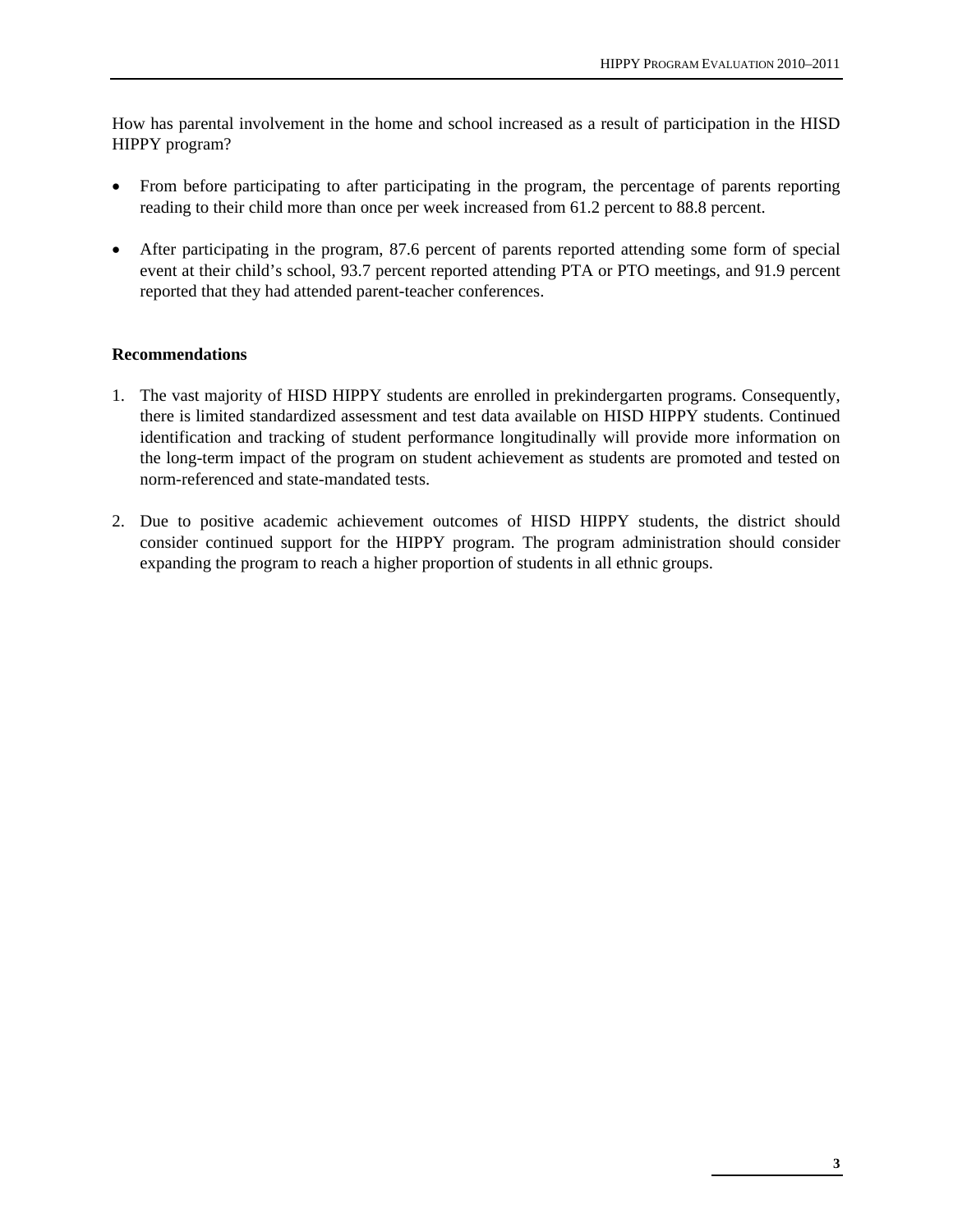How has parental involvement in the home and school increased as a result of participation in the HISD HIPPY program?

- From before participating to after participating in the program, the percentage of parents reporting reading to their child more than once per week increased from 61.2 percent to 88.8 percent.
- After participating in the program, 87.6 percent of parents reported attending some form of special event at their child's school, 93.7 percent reported attending PTA or PTO meetings, and 91.9 percent reported that they had attended parent-teacher conferences.

**Recommendations**

1. The vast majority of HISD HIPPY students are enrolled in prekindergarten programs. Consequently, there is limited standardized assessment and test data available on HISD HIPPY students. Continued identification and tracking of student performance longitudinally will provide more information on the long-term impact of the program on student achievement as students are promoted and tested on norm-referenced and state-mandated tests.
2. Due to positive academic achievement outcomes of HISD HIPPY students, the district should consider continued support for the HIPPY program. The program administration should consider expanding the program to reach a higher proportion of students in all ethnic groups.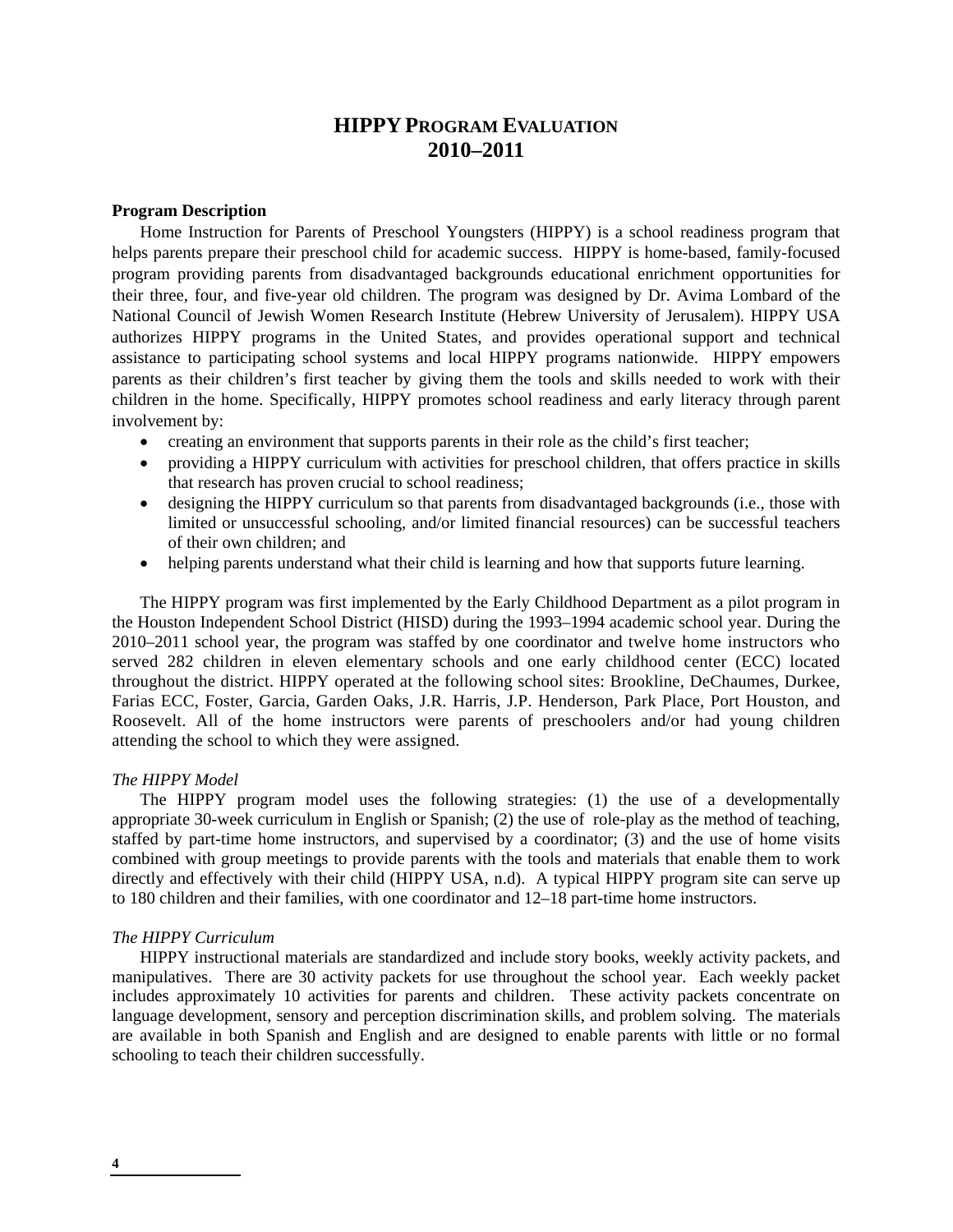# HIPPY PROGRAM EVALUATION 2010–2011

**Program Description**

Home Instruction for Parents of Preschool Youngsters (HIPPY) is a school readiness program that helps parents prepare their preschool child for academic success. HIPPY is home-based, family-focused program providing parents from disadvantaged backgrounds educational enrichment opportunities for their three, four, and five-year old children. The program was designed by Dr. Avima Lombard of the National Council of Jewish Women Research Institute (Hebrew University of Jerusalem). HIPPY USA authorizes HIPPY programs in the United States, and provides operational support and technical assistance to participating school systems and local HIPPY programs nationwide. HIPPY empowers parents as their children's first teacher by giving them the tools and skills needed to work with their children in the home. Specifically, HIPPY promotes school readiness and early literacy through parent involvement by:

- creating an environment that supports parents in their role as the child's first teacher;
- providing a HIPPY curriculum with activities for preschool children, that offers practice in skills that research has proven crucial to school readiness;
- designing the HIPPY curriculum so that parents from disadvantaged backgrounds (i.e., those with limited or unsuccessful schooling, and/or limited financial resources) can be successful teachers of their own children; and
- helping parents understand what their child is learning and how that supports future learning.

The HIPPY program was first implemented by the Early Childhood Department as a pilot program in the Houston Independent School District (HISD) during the 1993–1994 academic school year. During the 2010–2011 school year, the program was staffed by one coordinator and twelve home instructors who served 282 children in eleven elementary schools and one early childhood center (ECC) located throughout the district. HIPPY operated at the following school sites: Brookline, DeChaumes, Durkee, Farias ECC, Foster, Garcia, Garden Oaks, J.R. Harris, J.P. Henderson, Park Place, Port Houston, and Roosevelt. All of the home instructors were parents of preschoolers and/or had young children attending the school to which they were assigned.

*The HIPPY Model*

The HIPPY program model uses the following strategies: (1) the use of a developmentally appropriate 30-week curriculum in English or Spanish; (2) the use of role-play as the method of teaching, staffed by part-time home instructors, and supervised by a coordinator; (3) and the use of home visits combined with group meetings to provide parents with the tools and materials that enable them to work directly and effectively with their child (HIPPY USA, n.d). A typical HIPPY program site can serve up to 180 children and their families, with one coordinator and 12–18 part-time home instructors.

*The HIPPY Curriculum*

HIPPY instructional materials are standardized and include story books, weekly activity packets, and manipulatives. There are 30 activity packets for use throughout the school year. Each weekly packet includes approximately 10 activities for parents and children. These activity packets concentrate on language development, sensory and perception discrimination skills, and problem solving. The materials are available in both Spanish and English and are designed to enable parents with little or no formal schooling to teach their children successfully.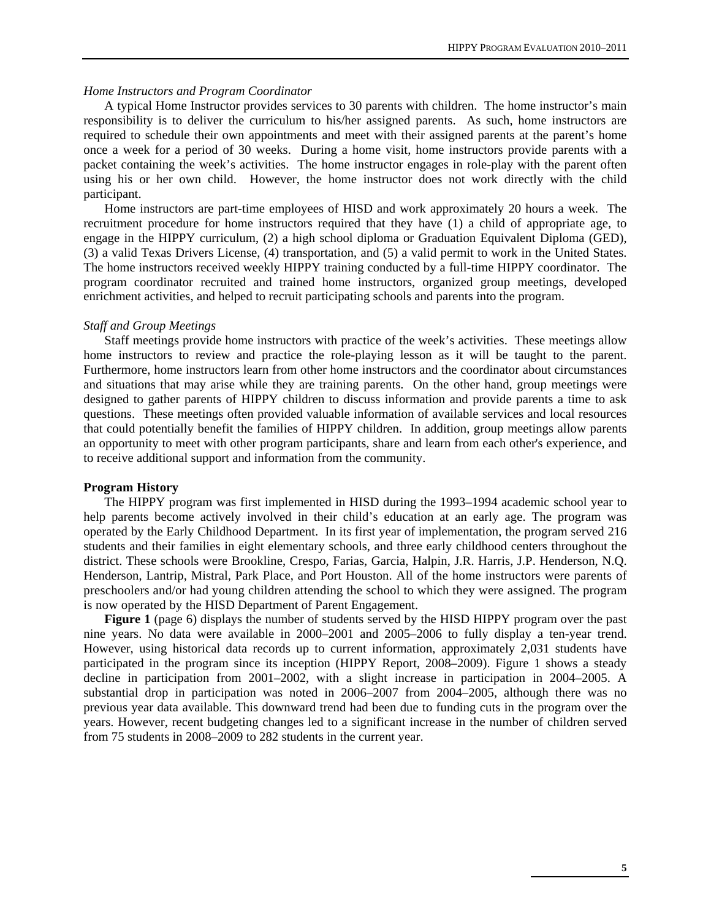*Home Instructors and Program Coordinator*

A typical Home Instructor provides services to 30 parents with children. The home instructor's main responsibility is to deliver the curriculum to his/her assigned parents. As such, home instructors are required to schedule their own appointments and meet with their assigned parents at the parent's home once a week for a period of 30 weeks. During a home visit, home instructors provide parents with a packet containing the week's activities. The home instructor engages in role-play with the parent often using his or her own child. However, the home instructor does not work directly with the child participant.

Home instructors are part-time employees of HISD and work approximately 20 hours a week. The recruitment procedure for home instructors required that they have (1) a child of appropriate age, to engage in the HIPPY curriculum, (2) a high school diploma or Graduation Equivalent Diploma (GED), (3) a valid Texas Drivers License, (4) transportation, and (5) a valid permit to work in the United States. The home instructors received weekly HIPPY training conducted by a full-time HIPPY coordinator. The program coordinator recruited and trained home instructors, organized group meetings, developed enrichment activities, and helped to recruit participating schools and parents into the program.

*Staff and Group Meetings*

Staff meetings provide home instructors with practice of the week's activities. These meetings allow home instructors to review and practice the role-playing lesson as it will be taught to the parent. Furthermore, home instructors learn from other home instructors and the coordinator about circumstances and situations that may arise while they are training parents. On the other hand, group meetings were designed to gather parents of HIPPY children to discuss information and provide parents a time to ask questions. These meetings often provided valuable information of available services and local resources that could potentially benefit the families of HIPPY children. In addition, group meetings allow parents an opportunity to meet with other program participants, share and learn from each other's experience, and to receive additional support and information from the community.

**Program History**

The HIPPY program was first implemented in HISD during the 1993–1994 academic school year to help parents become actively involved in their child's education at an early age. The program was operated by the Early Childhood Department. In its first year of implementation, the program served 216 students and their families in eight elementary schools, and three early childhood centers throughout the district. These schools were Brookline, Crespo, Farias, Garcia, Halpin, J.R. Harris, J.P. Henderson, N.Q. Henderson, Lantrip, Mistral, Park Place, and Port Houston. All of the home instructors were parents of preschoolers and/or had young children attending the school to which they were assigned. The program is now operated by the HISD Department of Parent Engagement.

**Figure 1** (page 6) displays the number of students served by the HISD HIPPY program over the past nine years. No data were available in 2000–2001 and 2005–2006 to fully display a ten-year trend. However, using historical data records up to current information, approximately 2,031 students have participated in the program since its inception (HIPPY Report, 2008–2009). Figure 1 shows a steady decline in participation from 2001–2002, with a slight increase in participation in 2004–2005. A substantial drop in participation was noted in 2006–2007 from 2004–2005, although there was no previous year data available. This downward trend had been due to funding cuts in the program over the years. However, recent budgeting changes led to a significant increase in the number of children served from 75 students in 2008–2009 to 282 students in the current year.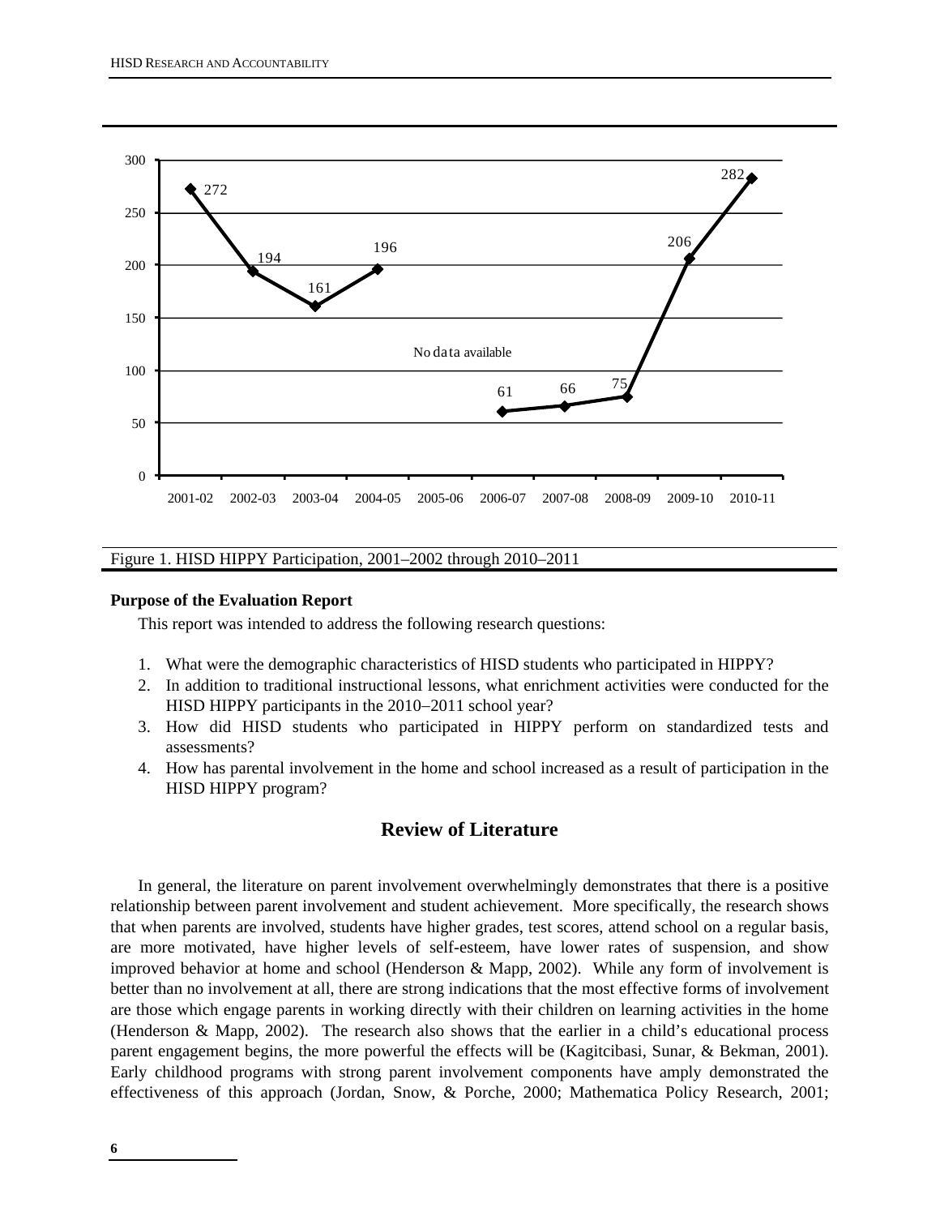Figure 1. HISD HIPPY Participation, 2001–2002 through 2010–2011

**Purpose of the Evaluation Report**

This report was intended to address the following research questions:

1. What were the demographic characteristics of HISD students who participated in HIPPY?
2. In addition to traditional instructional lessons, what enrichment activities were conducted for the HISD HIPPY participants in the 2010–2011 school year?
3. How did HISD students who participated in HIPPY perform on standardized tests and assessments?
4. How has parental involvement in the home and school increased as a result of participation in the HISD HIPPY program?

## Review of Literature

In general, the literature on parent involvement overwhelmingly demonstrates that there is a positive relationship between parent involvement and student achievement. More specifically, the research shows that when parents are involved, students have higher grades, test scores, attend school on a regular basis, are more motivated, have higher levels of self-esteem, have lower rates of suspension, and show improved behavior at home and school (Henderson & Mapp, 2002). While any form of involvement is better than no involvement at all, there are strong indications that the most effective forms of involvement are those which engage parents in working directly with their children on learning activities in the home (Henderson & Mapp, 2002). The research also shows that the earlier in a child's educational process parent engagement begins, the more powerful the effects will be (Kagitcibasi, Sunar, & Bekman, 2001). Early childhood programs with strong parent involvement components have amply demonstrated the effectiveness of this approach (Jordan, Snow, & Porche, 2000; Mathematica Policy Research, 2001;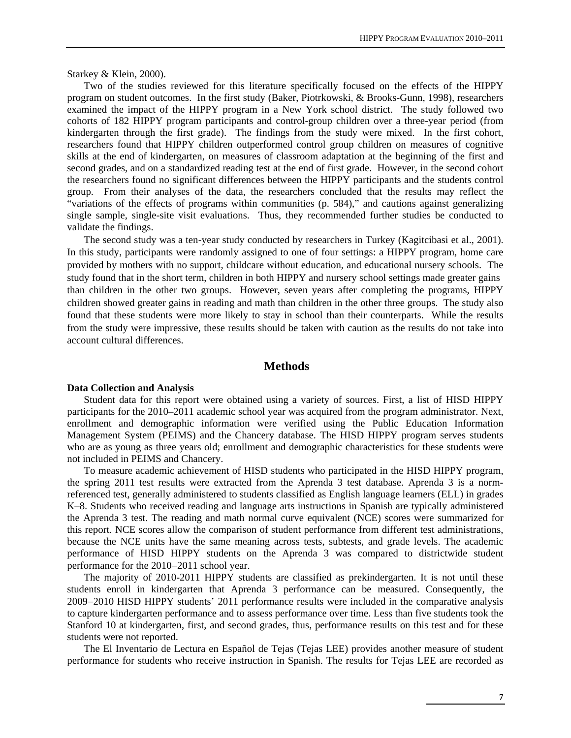Starkey & Klein, 2000).

Two of the studies reviewed for this literature specifically focused on the effects of the HIPPY program on student outcomes. In the first study (Baker, Piotrkowski, & Brooks-Gunn, 1998), researchers examined the impact of the HIPPY program in a New York school district. The study followed two cohorts of 182 HIPPY program participants and control-group children over a three-year period (from kindergarten through the first grade). The findings from the study were mixed. In the first cohort, researchers found that HIPPY children outperformed control group children on measures of cognitive skills at the end of kindergarten, on measures of classroom adaptation at the beginning of the first and second grades, and on a standardized reading test at the end of first grade. However, in the second cohort the researchers found no significant differences between the HIPPY participants and the students control group. From their analyses of the data, the researchers concluded that the results may reflect the "variations of the effects of programs within communities (p. 584)," and cautions against generalizing single sample, single-site visit evaluations. Thus, they recommended further studies be conducted to validate the findings.

The second study was a ten-year study conducted by researchers in Turkey (Kagitcibasi et al., 2001). In this study, participants were randomly assigned to one of four settings: a HIPPY program, home care provided by mothers with no support, childcare without education, and educational nursery schools. The study found that in the short term, children in both HIPPY and nursery school settings made greater gains than children in the other two groups. However, seven years after completing the programs, HIPPY children showed greater gains in reading and math than children in the other three groups. The study also found that these students were more likely to stay in school than their counterparts. While the results from the study were impressive, these results should be taken with caution as the results do not take into account cultural differences.

## Methods

**Data Collection and Analysis**

Student data for this report were obtained using a variety of sources. First, a list of HISD HIPPY participants for the 2010–2011 academic school year was acquired from the program administrator. Next, enrollment and demographic information were verified using the Public Education Information Management System (PEIMS) and the Chancery database. The HISD HIPPY program serves students who are as young as three years old; enrollment and demographic characteristics for these students were not included in PEIMS and Chancery.

To measure academic achievement of HISD students who participated in the HISD HIPPY program, the spring 2011 test results were extracted from the Aprenda 3 test database. Aprenda 3 is a norm-referenced test, generally administered to students classified as English language learners (ELL) in grades K–8. Students who received reading and language arts instructions in Spanish are typically administered the Aprenda 3 test. The reading and math normal curve equivalent (NCE) scores were summarized for this report. NCE scores allow the comparison of student performance from different test administrations, because the NCE units have the same meaning across tests, subtests, and grade levels. The academic performance of HISD HIPPY students on the Aprenda 3 was compared to districtwide student performance for the 2010–2011 school year.

The majority of 2010-2011 HIPPY students are classified as prekindergarten. It is not until these students enroll in kindergarten that Aprenda 3 performance can be measured. Consequently, the 2009–2010 HISD HIPPY students' 2011 performance results were included in the comparative analysis to capture kindergarten performance and to assess performance over time. Less than five students took the Stanford 10 at kindergarten, first, and second grades, thus, performance results on this test and for these students were not reported.

The El Inventario de Lectura en Español de Tejas (Tejas LEE) provides another measure of student performance for students who receive instruction in Spanish. The results for Tejas LEE are recorded as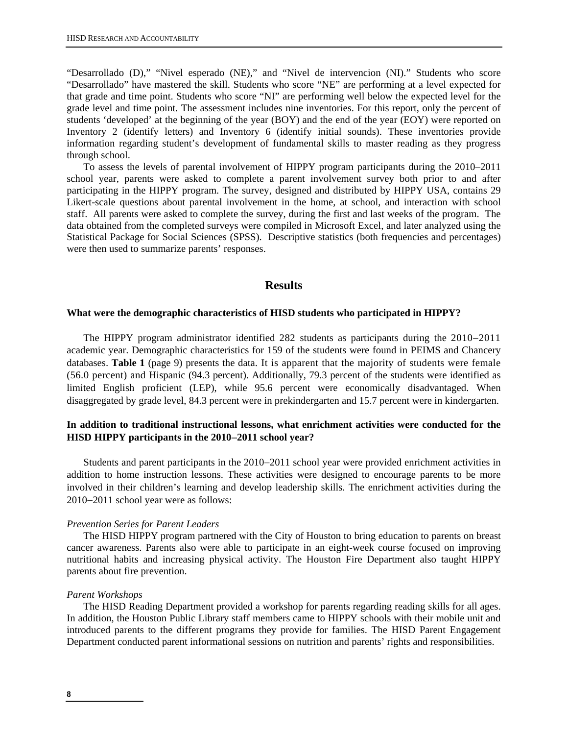"Desarrollado (D)," "Nivel esperado (NE)," and "Nivel de intervencion (NI)." Students who score "Desarrollado" have mastered the skill. Students who score "NE" are performing at a level expected for that grade and time point. Students who score "NI" are performing well below the expected level for the grade level and time point. The assessment includes nine inventories. For this report, only the percent of students 'developed' at the beginning of the year (BOY) and the end of the year (EOY) were reported on Inventory 2 (identify letters) and Inventory 6 (identify initial sounds). These inventories provide information regarding student's development of fundamental skills to master reading as they progress through school.

To assess the levels of parental involvement of HIPPY program participants during the 2010–2011 school year, parents were asked to complete a parent involvement survey both prior to and after participating in the HIPPY program. The survey, designed and distributed by HIPPY USA, contains 29 Likert-scale questions about parental involvement in the home, at school, and interaction with school staff. All parents were asked to complete the survey, during the first and last weeks of the program. The data obtained from the completed surveys were compiled in Microsoft Excel, and later analyzed using the Statistical Package for Social Sciences (SPSS). Descriptive statistics (both frequencies and percentages) were then used to summarize parents' responses.

## Results

**What were the demographic characteristics of HISD students who participated in HIPPY?**

The HIPPY program administrator identified 282 students as participants during the 2010–2011 academic year. Demographic characteristics for 159 of the students were found in PEIMS and Chancery databases. **Table 1** (page 9) presents the data. It is apparent that the majority of students were female (56.0 percent) and Hispanic (94.3 percent). Additionally, 79.3 percent of the students were identified as limited English proficient (LEP), while 95.6 percent were economically disadvantaged. When disaggregated by grade level, 84.3 percent were in prekindergarten and 15.7 percent were in kindergarten.

**In addition to traditional instructional lessons, what enrichment activities were conducted for the HISD HIPPY participants in the 2010–2011 school year?**

Students and parent participants in the 2010–2011 school year were provided enrichment activities in addition to home instruction lessons. These activities were designed to encourage parents to be more involved in their children's learning and develop leadership skills. The enrichment activities during the 2010–2011 school year were as follows:

*Prevention Series for Parent Leaders*

The HISD HIPPY program partnered with the City of Houston to bring education to parents on breast cancer awareness. Parents also were able to participate in an eight-week course focused on improving nutritional habits and increasing physical activity. The Houston Fire Department also taught HIPPY parents about fire prevention.

*Parent Workshops*

The HISD Reading Department provided a workshop for parents regarding reading skills for all ages. In addition, the Houston Public Library staff members came to HIPPY schools with their mobile unit and introduced parents to the different programs they provide for families. The HISD Parent Engagement Department conducted parent informational sessions on nutrition and parents' rights and responsibilities.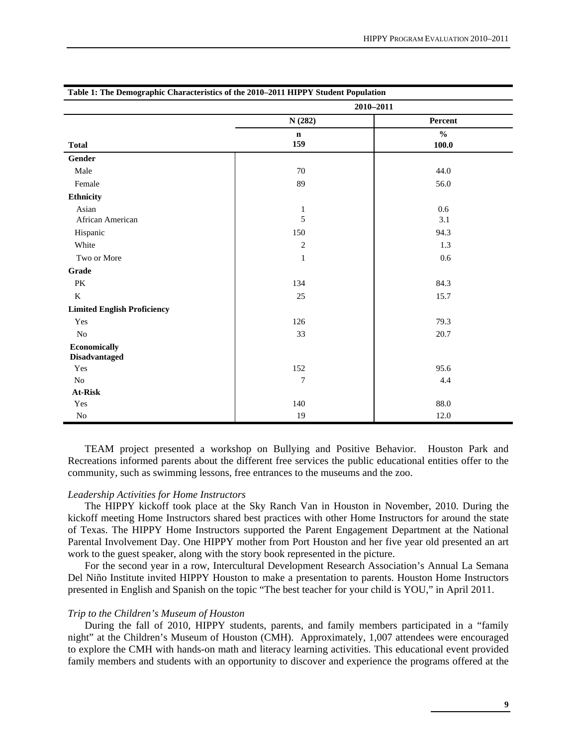**Table 1: The Demographic Characteristics of the 2010–2011 HIPPY Student Population**

| | 2010–2011 | |
|---|---|---|
| | N (282) | Percent |
| **Total** | n<br>159 | %<br>100.0 |
| **Gender** | | |
| Male | 70 | 44.0 |
| Female | 89 | 56.0 |
| **Ethnicity** | | |
| Asian | 1 | 0.6 |
| African American | 5 | 3.1 |
| Hispanic | 150 | 94.3 |
| White | 2 | 1.3 |
| Two or More | 1 | 0.6 |
| **Grade** | | |
| PK | 134 | 84.3 |
| K | 25 | 15.7 |
| **Limited English Proficiency** | | |
| Yes | 126 | 79.3 |
| No | 33 | 20.7 |
| **Economically Disadvantaged** | | |
| Yes | 152 | 95.6 |
| No | 7 | 4.4 |
| **At-Risk** | | |
| Yes | 140 | 88.0 |
| No | 19 | 12.0 |

TEAM project presented a workshop on Bullying and Positive Behavior. Houston Park and Recreations informed parents about the different free services the public educational entities offer to the community, such as swimming lessons, free entrances to the museums and the zoo.

*Leadership Activities for Home Instructors*

The HIPPY kickoff took place at the Sky Ranch Van in Houston in November, 2010. During the kickoff meeting Home Instructors shared best practices with other Home Instructors for around the state of Texas. The HIPPY Home Instructors supported the Parent Engagement Department at the National Parental Involvement Day. One HIPPY mother from Port Houston and her five year old presented an art work to the guest speaker, along with the story book represented in the picture.

For the second year in a row, Intercultural Development Research Association's Annual La Semana Del Niño Institute invited HIPPY Houston to make a presentation to parents. Houston Home Instructors presented in English and Spanish on the topic "The best teacher for your child is YOU," in April 2011.

*Trip to the Children's Museum of Houston*

During the fall of 2010, HIPPY students, parents, and family members participated in a "family night" at the Children's Museum of Houston (CMH). Approximately, 1,007 attendees were encouraged to explore the CMH with hands-on math and literacy learning activities. This educational event provided family members and students with an opportunity to discover and experience the programs offered at the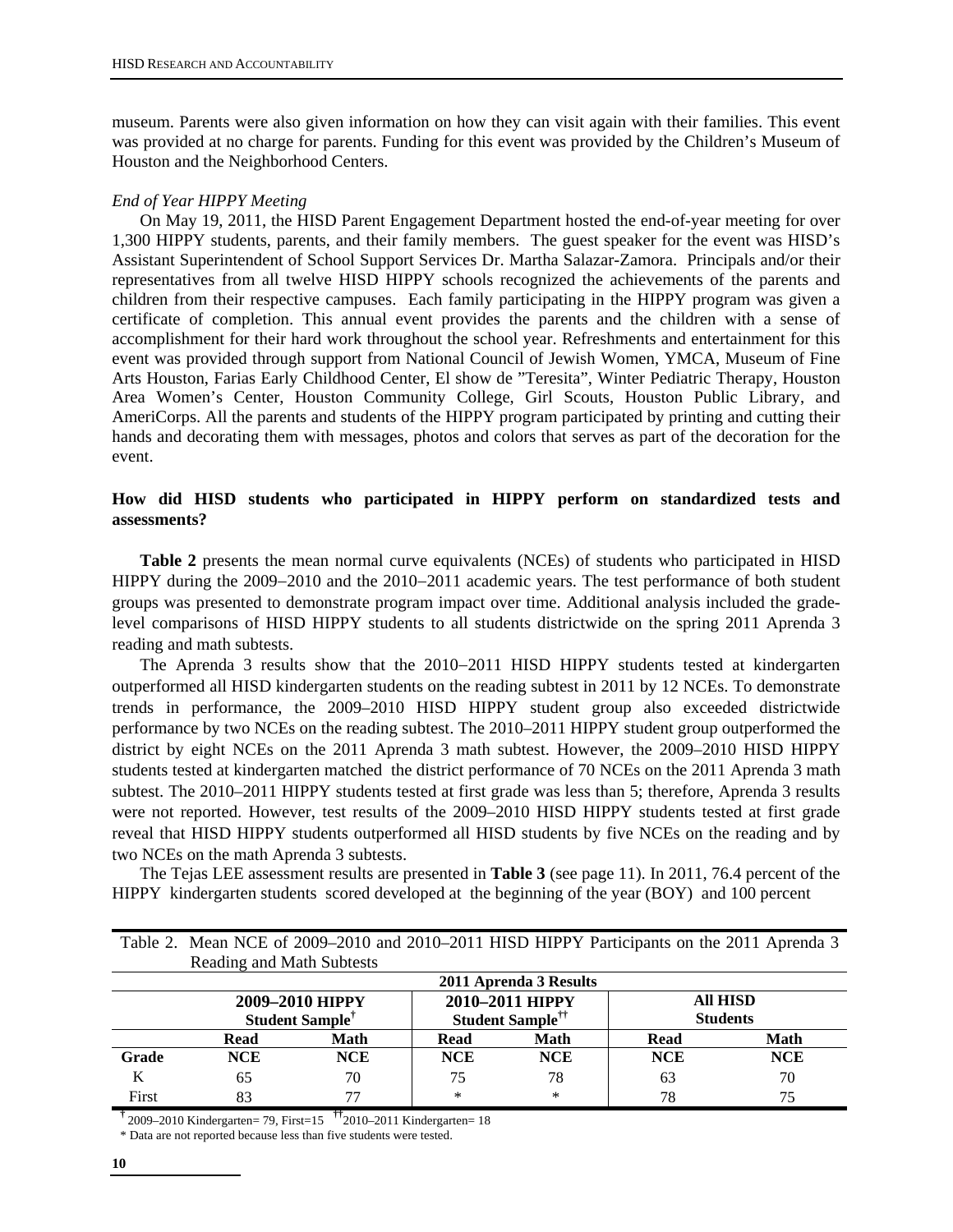museum. Parents were also given information on how they can visit again with their families. This event was provided at no charge for parents. Funding for this event was provided by the Children's Museum of Houston and the Neighborhood Centers.

*End of Year HIPPY Meeting*

On May 19, 2011, the HISD Parent Engagement Department hosted the end-of-year meeting for over 1,300 HIPPY students, parents, and their family members. The guest speaker for the event was HISD's Assistant Superintendent of School Support Services Dr. Martha Salazar-Zamora. Principals and/or their representatives from all twelve HISD HIPPY schools recognized the achievements of the parents and children from their respective campuses. Each family participating in the HIPPY program was given a certificate of completion. This annual event provides the parents and the children with a sense of accomplishment for their hard work throughout the school year. Refreshments and entertainment for this event was provided through support from National Council of Jewish Women, YMCA, Museum of Fine Arts Houston, Farias Early Childhood Center, El show de "Teresita", Winter Pediatric Therapy, Houston Area Women's Center, Houston Community College, Girl Scouts, Houston Public Library, and AmeriCorps. All the parents and students of the HIPPY program participated by printing and cutting their hands and decorating them with messages, photos and colors that serves as part of the decoration for the event.

## How did HISD students who participated in HIPPY perform on standardized tests and assessments?

**Table 2** presents the mean normal curve equivalents (NCEs) of students who participated in HISD HIPPY during the 2009–2010 and the 2010–2011 academic years. The test performance of both student groups was presented to demonstrate program impact over time. Additional analysis included the grade-level comparisons of HISD HIPPY students to all students districtwide on the spring 2011 Aprenda 3 reading and math subtests.

The Aprenda 3 results show that the 2010–2011 HISD HIPPY students tested at kindergarten outperformed all HISD kindergarten students on the reading subtest in 2011 by 12 NCEs. To demonstrate trends in performance, the 2009–2010 HISD HIPPY student group also exceeded districtwide performance by two NCEs on the reading subtest. The 2010–2011 HIPPY student group outperformed the district by eight NCEs on the 2011 Aprenda 3 math subtest. However, the 2009–2010 HISD HIPPY students tested at kindergarten matched the district performance of 70 NCEs on the 2011 Aprenda 3 math subtest. The 2010–2011 HIPPY students tested at first grade was less than 5; therefore, Aprenda 3 results were not reported. However, test results of the 2009–2010 HISD HIPPY students tested at first grade reveal that HISD HIPPY students outperformed all HISD students by five NCEs on the reading and by two NCEs on the math Aprenda 3 subtests.

The Tejas LEE assessment results are presented in **Table 3** (see page 11). In 2011, 76.4 percent of the HIPPY kindergarten students scored developed at the beginning of the year (BOY) and 100 percent

Table 2. Mean NCE of 2009–2010 and 2010–2011 HISD HIPPY Participants on the 2011 Aprenda 3 Reading and Math Subtests

| | 2011 Aprenda 3 Results | | | | | |
|---|---|---|---|---|---|---|
| | 2009–2010 HIPPY Student Sample† | | 2010–2011 HIPPY Student Sample†† | | All HISD Students | |
| | Read | Math | Read | Math | Read | Math |
| **Grade** | **NCE** | **NCE** | **NCE** | **NCE** | **NCE** | **NCE** |
| K | 65 | 70 | 75 | 78 | 63 | 70 |
| First | 83 | 77 | * | * | 78 | 75 |

† 2009–2010 Kindergarten= 79, First=15 †† 2010–2011 Kindergarten= 18

\* Data are not reported because less than five students were tested.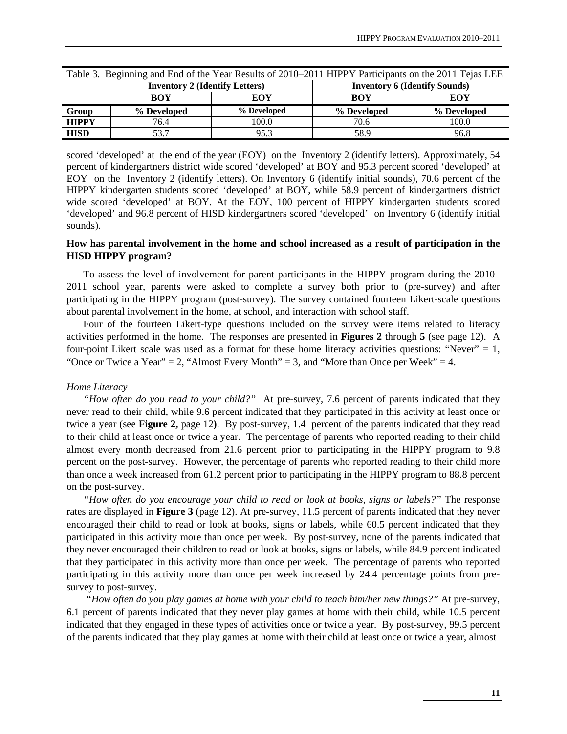Table 3. Beginning and End of the Year Results of 2010–2011 HIPPY Participants on the 2011 Tejas LEE

| | Inventory 2 (Identify Letters) | | Inventory 6 (Identify Sounds) | |
|---|---|---|---|---|
| | **BOY** | **EOY** | **BOY** | **EOY** |
| **Group** | **% Developed** | **% Developed** | **% Developed** | **% Developed** |
| **HIPPY** | 76.4 | 100.0 | 70.6 | 100.0 |
| **HISD** | 53.7 | 95.3 | 58.9 | 96.8 |

scored 'developed' at the end of the year (EOY) on the Inventory 2 (identify letters). Approximately, 54 percent of kindergartners district wide scored 'developed' at BOY and 95.3 percent scored 'developed' at EOY on the Inventory 2 (identify letters). On Inventory 6 (identify initial sounds), 70.6 percent of the HIPPY kindergarten students scored 'developed' at BOY, while 58.9 percent of kindergartners district wide scored 'developed' at BOY. At the EOY, 100 percent of HIPPY kindergarten students scored 'developed' and 96.8 percent of HISD kindergartners scored 'developed' on Inventory 6 (identify initial sounds).

**How has parental involvement in the home and school increased as a result of participation in the HISD HIPPY program?**

To assess the level of involvement for parent participants in the HIPPY program during the 2010–2011 school year, parents were asked to complete a survey both prior to (pre-survey) and after participating in the HIPPY program (post-survey). The survey contained fourteen Likert-scale questions about parental involvement in the home, at school, and interaction with school staff.

Four of the fourteen Likert-type questions included on the survey were items related to literacy activities performed in the home. The responses are presented in **Figures 2** through **5** (see page 12). A four-point Likert scale was used as a format for these home literacy activities questions: "Never" = 1, "Once or Twice a Year" = 2, "Almost Every Month" = 3, and "More than Once per Week" = 4.

*Home Literacy*

*"How often do you read to your child?"* At pre-survey, 7.6 percent of parents indicated that they never read to their child, while 9.6 percent indicated that they participated in this activity at least once or twice a year (see **Figure 2,** page 12**)**. By post-survey, 1.4 percent of the parents indicated that they read to their child at least once or twice a year. The percentage of parents who reported reading to their child almost every month decreased from 21.6 percent prior to participating in the HIPPY program to 9.8 percent on the post-survey. However, the percentage of parents who reported reading to their child more than once a week increased from 61.2 percent prior to participating in the HIPPY program to 88.8 percent on the post-survey.

*"How often do you encourage your child to read or look at books, signs or labels?"* The response rates are displayed in **Figure 3** (page 12). At pre-survey, 11.5 percent of parents indicated that they never encouraged their child to read or look at books, signs or labels, while 60.5 percent indicated that they participated in this activity more than once per week. By post-survey, none of the parents indicated that they never encouraged their children to read or look at books, signs or labels, while 84.9 percent indicated that they participated in this activity more than once per week. The percentage of parents who reported participating in this activity more than once per week increased by 24.4 percentage points from pre-survey to post-survey.

*"How often do you play games at home with your child to teach him/her new things?"* At pre-survey, 6.1 percent of parents indicated that they never play games at home with their child, while 10.5 percent indicated that they engaged in these types of activities once or twice a year. By post-survey, 99.5 percent of the parents indicated that they play games at home with their child at least once or twice a year, almost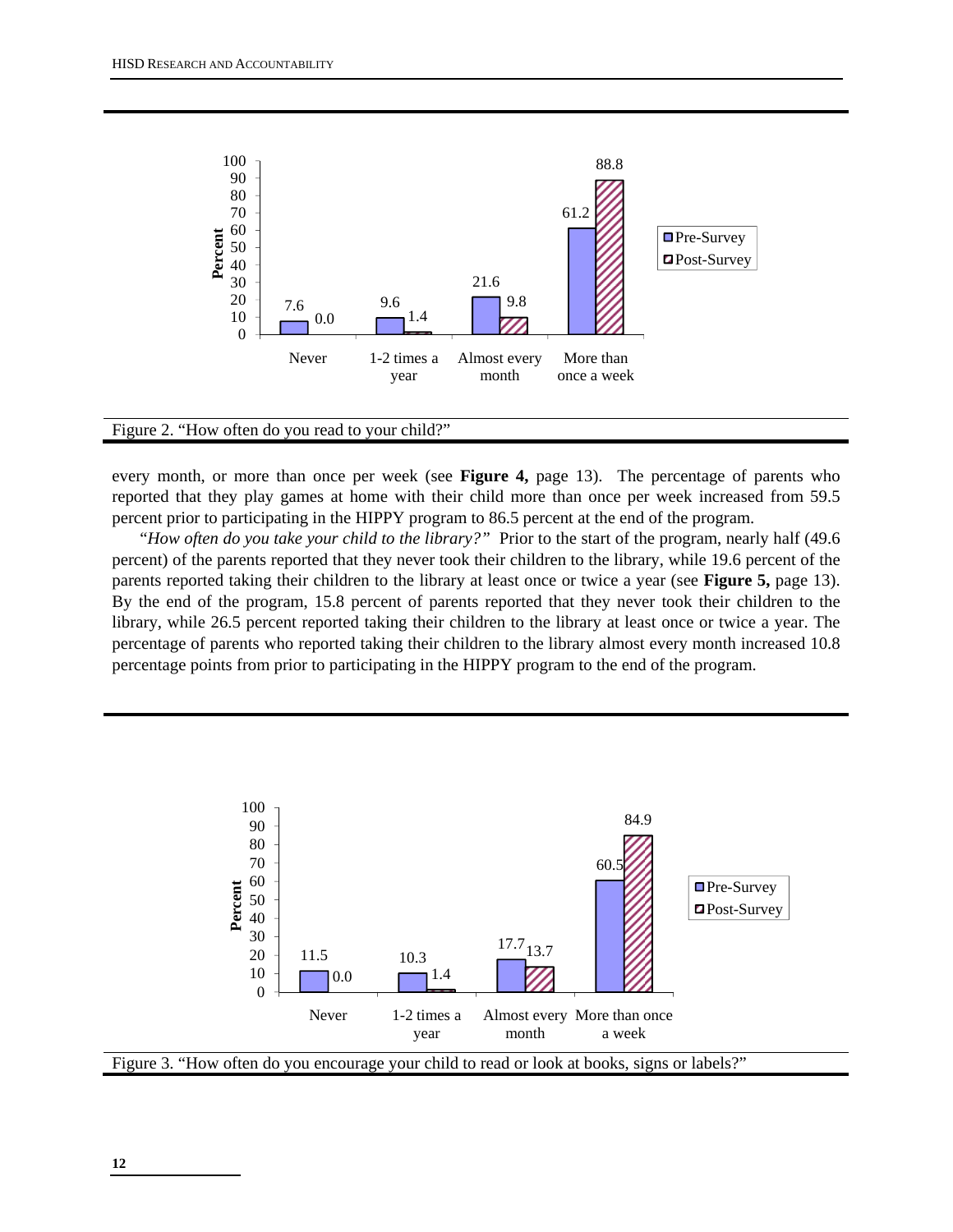Figure 2. "How often do you read to your child?"

every month, or more than once per week (see **Figure 4,** page 13). The percentage of parents who reported that they play games at home with their child more than once per week increased from 59.5 percent prior to participating in the HIPPY program to 86.5 percent at the end of the program.

"*How often do you take your child to the library?"* Prior to the start of the program, nearly half (49.6 percent) of the parents reported that they never took their children to the library, while 19.6 percent of the parents reported taking their children to the library at least once or twice a year (see **Figure 5,** page 13). By the end of the program, 15.8 percent of parents reported that they never took their children to the library, while 26.5 percent reported taking their children to the library at least once or twice a year. The percentage of parents who reported taking their children to the library almost every month increased 10.8 percentage points from prior to participating in the HIPPY program to the end of the program.

Figure 3. "How often do you encourage your child to read or look at books, signs or labels?"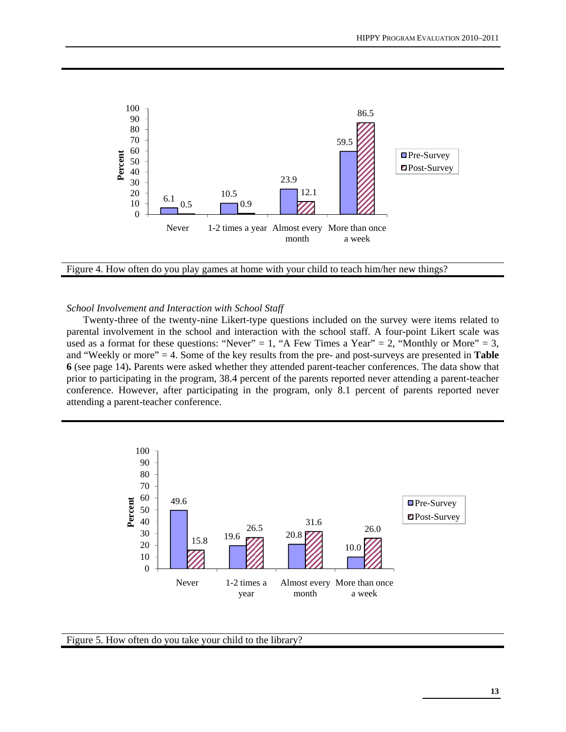Figure 4. How often do you play games at home with your child to teach him/her new things?

*School Involvement and Interaction with School Staff*

Twenty-three of the twenty-nine Likert-type questions included on the survey were items related to parental involvement in the school and interaction with the school staff. A four-point Likert scale was used as a format for these questions: "Never" = 1, "A Few Times a Year" = 2, "Monthly or More" = 3, and "Weekly or more" = 4. Some of the key results from the pre- and post-surveys are presented in **Table 6** (see page 14)**.** Parents were asked whether they attended parent-teacher conferences. The data show that prior to participating in the program, 38.4 percent of the parents reported never attending a parent-teacher conference. However, after participating in the program, only 8.1 percent of parents reported never attending a parent-teacher conference.

Figure 5. How often do you take your child to the library?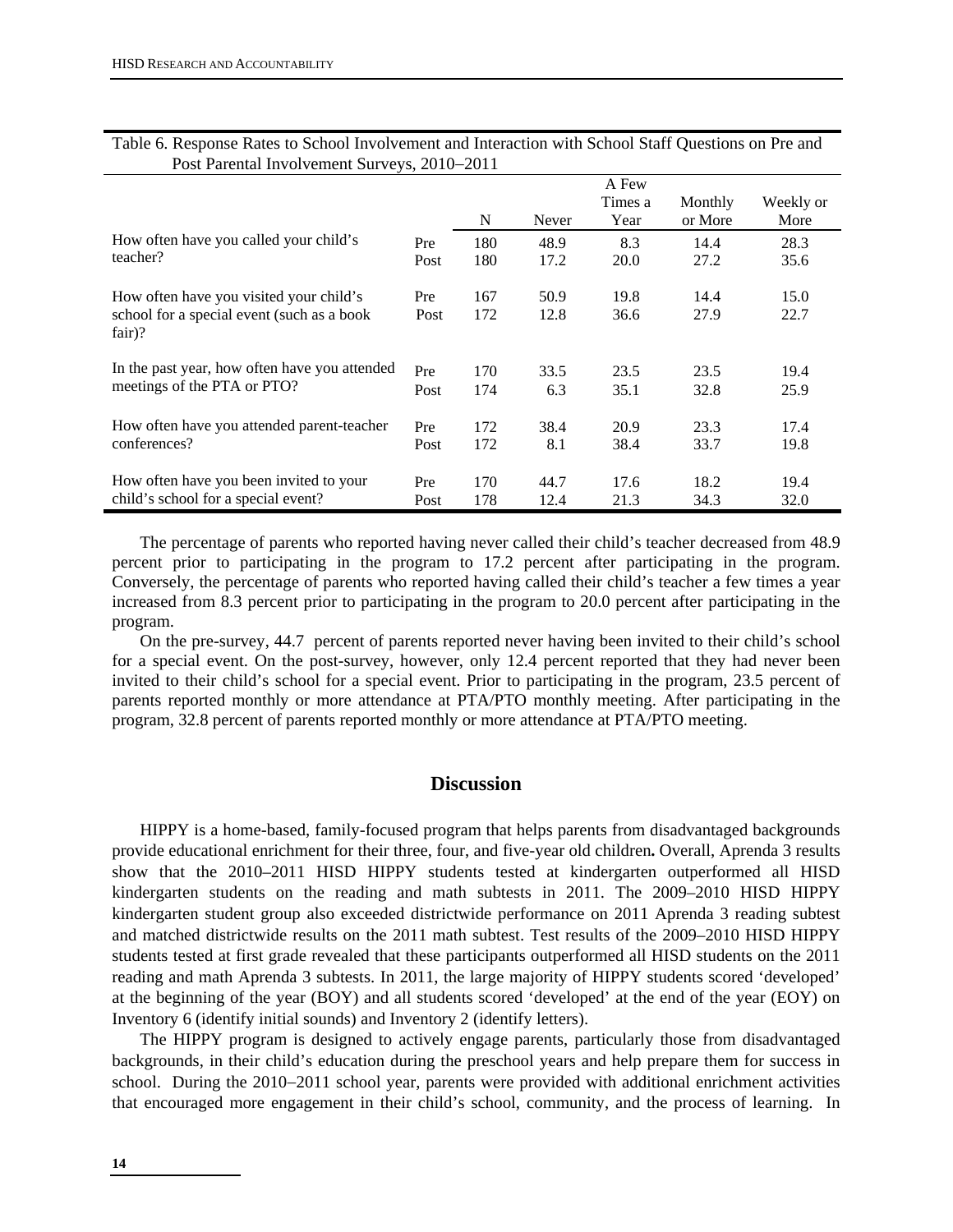Table 6. Response Rates to School Involvement and Interaction with School Staff Questions on Pre and Post Parental Involvement Surveys, 2010–2011

| | | N | Never | A Few Times a Year | Monthly or More | Weekly or More |
|---|---|---|---|---|---|---|
| How often have you called your child's teacher? | Pre | 180 | 48.9 | 8.3 | 14.4 | 28.3 |
| | Post | 180 | 17.2 | 20.0 | 27.2 | 35.6 |
| How often have you visited your child's school for a special event (such as a book fair)? | Pre | 167 | 50.9 | 19.8 | 14.4 | 15.0 |
| | Post | 172 | 12.8 | 36.6 | 27.9 | 22.7 |
| In the past year, how often have you attended meetings of the PTA or PTO? | Pre | 170 | 33.5 | 23.5 | 23.5 | 19.4 |
| | Post | 174 | 6.3 | 35.1 | 32.8 | 25.9 |
| How often have you attended parent-teacher conferences? | Pre | 172 | 38.4 | 20.9 | 23.3 | 17.4 |
| | Post | 172 | 8.1 | 38.4 | 33.7 | 19.8 |
| How often have you been invited to your child's school for a special event? | Pre | 170 | 44.7 | 17.6 | 18.2 | 19.4 |
| | Post | 178 | 12.4 | 21.3 | 34.3 | 32.0 |

The percentage of parents who reported having never called their child's teacher decreased from 48.9 percent prior to participating in the program to 17.2 percent after participating in the program. Conversely, the percentage of parents who reported having called their child's teacher a few times a year increased from 8.3 percent prior to participating in the program to 20.0 percent after participating in the program.

On the pre-survey, 44.7 percent of parents reported never having been invited to their child's school for a special event. On the post-survey, however, only 12.4 percent reported that they had never been invited to their child's school for a special event. Prior to participating in the program, 23.5 percent of parents reported monthly or more attendance at PTA/PTO monthly meeting. After participating in the program, 32.8 percent of parents reported monthly or more attendance at PTA/PTO meeting.

## Discussion

HIPPY is a home-based, family-focused program that helps parents from disadvantaged backgrounds provide educational enrichment for their three, four, and five-year old children**.** Overall, Aprenda 3 results show that the 2010–2011 HISD HIPPY students tested at kindergarten outperformed all HISD kindergarten students on the reading and math subtests in 2011. The 2009–2010 HISD HIPPY kindergarten student group also exceeded districtwide performance on 2011 Aprenda 3 reading subtest and matched districtwide results on the 2011 math subtest. Test results of the 2009–2010 HISD HIPPY students tested at first grade revealed that these participants outperformed all HISD students on the 2011 reading and math Aprenda 3 subtests. In 2011, the large majority of HIPPY students scored 'developed' at the beginning of the year (BOY) and all students scored 'developed' at the end of the year (EOY) on Inventory 6 (identify initial sounds) and Inventory 2 (identify letters).

The HIPPY program is designed to actively engage parents, particularly those from disadvantaged backgrounds, in their child's education during the preschool years and help prepare them for success in school. During the 2010–2011 school year, parents were provided with additional enrichment activities that encouraged more engagement in their child's school, community, and the process of learning. In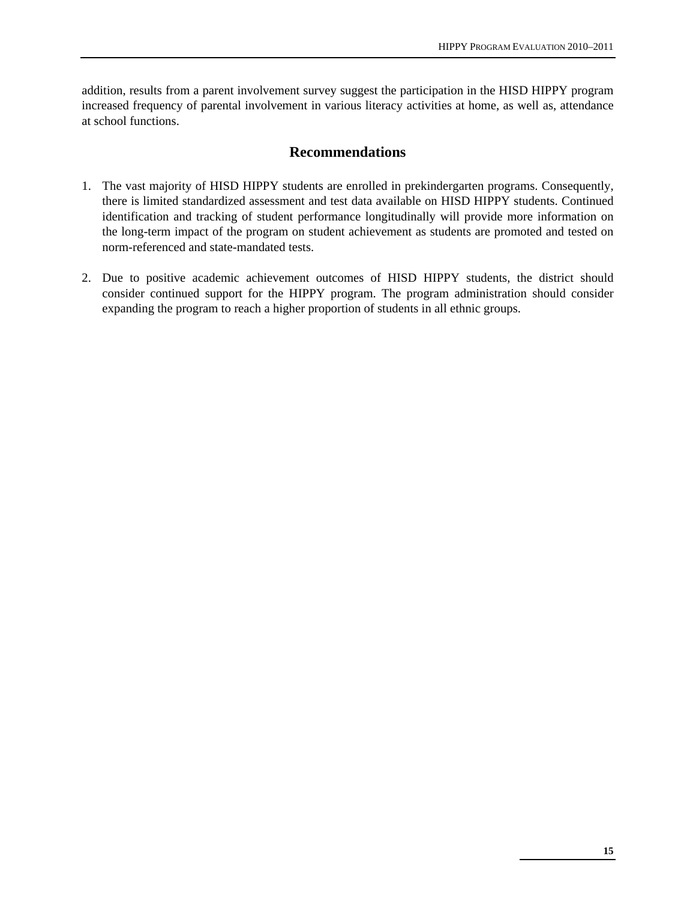addition, results from a parent involvement survey suggest the participation in the HISD HIPPY program increased frequency of parental involvement in various literacy activities at home, as well as, attendance at school functions.

## Recommendations

1. The vast majority of HISD HIPPY students are enrolled in prekindergarten programs. Consequently, there is limited standardized assessment and test data available on HISD HIPPY students. Continued identification and tracking of student performance longitudinally will provide more information on the long-term impact of the program on student achievement as students are promoted and tested on norm-referenced and state-mandated tests.

2. Due to positive academic achievement outcomes of HISD HIPPY students, the district should consider continued support for the HIPPY program. The program administration should consider expanding the program to reach a higher proportion of students in all ethnic groups.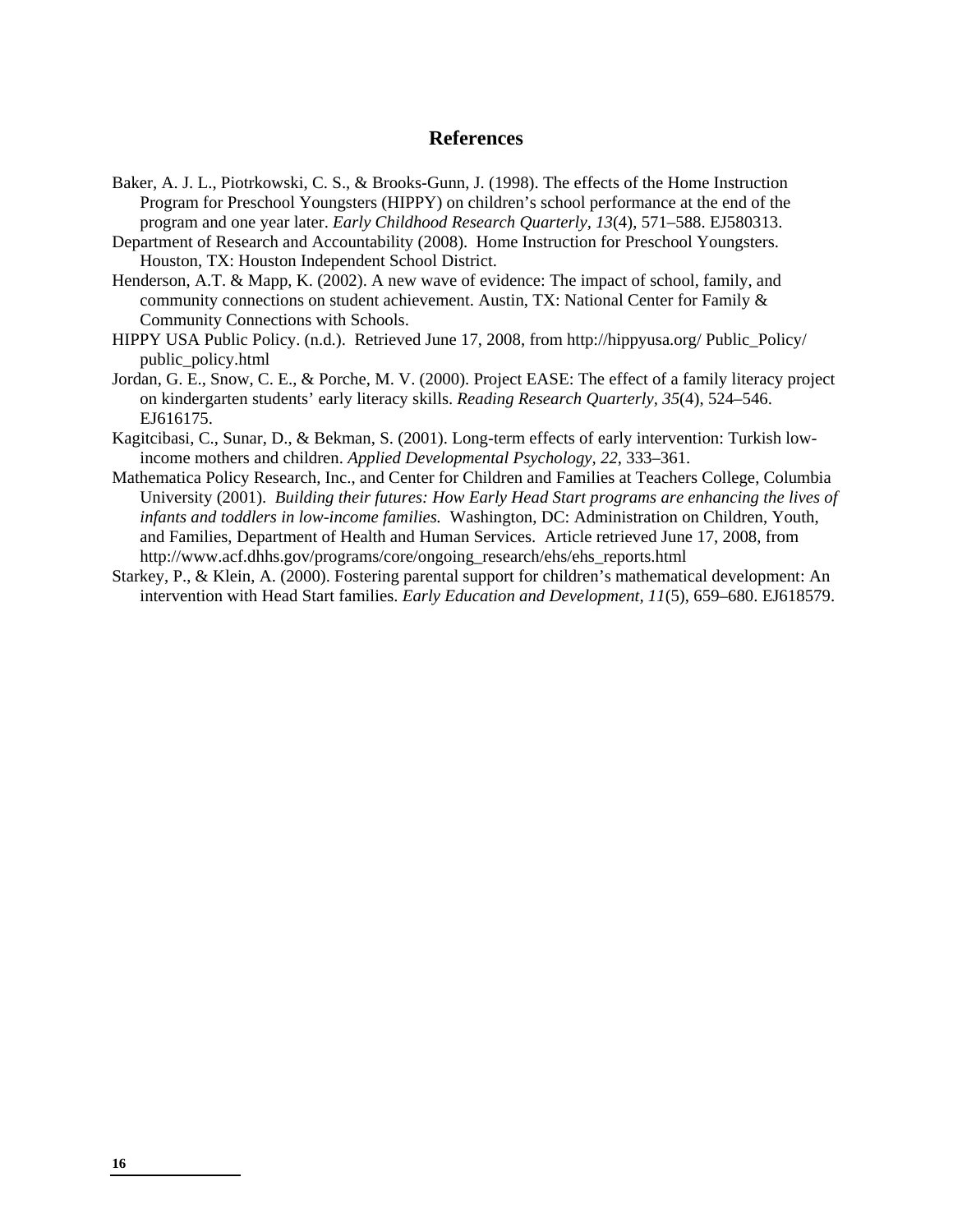## References

Baker, A. J. L., Piotrkowski, C. S., & Brooks-Gunn, J. (1998). The effects of the Home Instruction Program for Preschool Youngsters (HIPPY) on children's school performance at the end of the program and one year later. *Early Childhood Research Quarterly*, *13*(4), 571–588. EJ580313.

Department of Research and Accountability (2008). Home Instruction for Preschool Youngsters. Houston, TX: Houston Independent School District.

Henderson, A.T. & Mapp, K. (2002). A new wave of evidence: The impact of school, family, and community connections on student achievement. Austin, TX: National Center for Family & Community Connections with Schools.

HIPPY USA Public Policy. (n.d.). Retrieved June 17, 2008, from http://hippyusa.org/ Public_Policy/ public_policy.html

Jordan, G. E., Snow, C. E., & Porche, M. V. (2000). Project EASE: The effect of a family literacy project on kindergarten students' early literacy skills. *Reading Research Quarterly*, *35*(4), 524–546. EJ616175.

Kagitcibasi, C., Sunar, D., & Bekman, S. (2001). Long-term effects of early intervention: Turkish low-income mothers and children. *Applied Developmental Psychology*, *22*, 333–361.

Mathematica Policy Research, Inc., and Center for Children and Families at Teachers College, Columbia University (2001). *Building their futures: How Early Head Start programs are enhancing the lives of infants and toddlers in low-income families.* Washington, DC: Administration on Children, Youth, and Families, Department of Health and Human Services. Article retrieved June 17, 2008, from http://www.acf.dhhs.gov/programs/core/ongoing_research/ehs/ehs_reports.html

Starkey, P., & Klein, A. (2000). Fostering parental support for children's mathematical development: An intervention with Head Start families. *Early Education and Development*, *11*(5), 659–680. EJ618579.